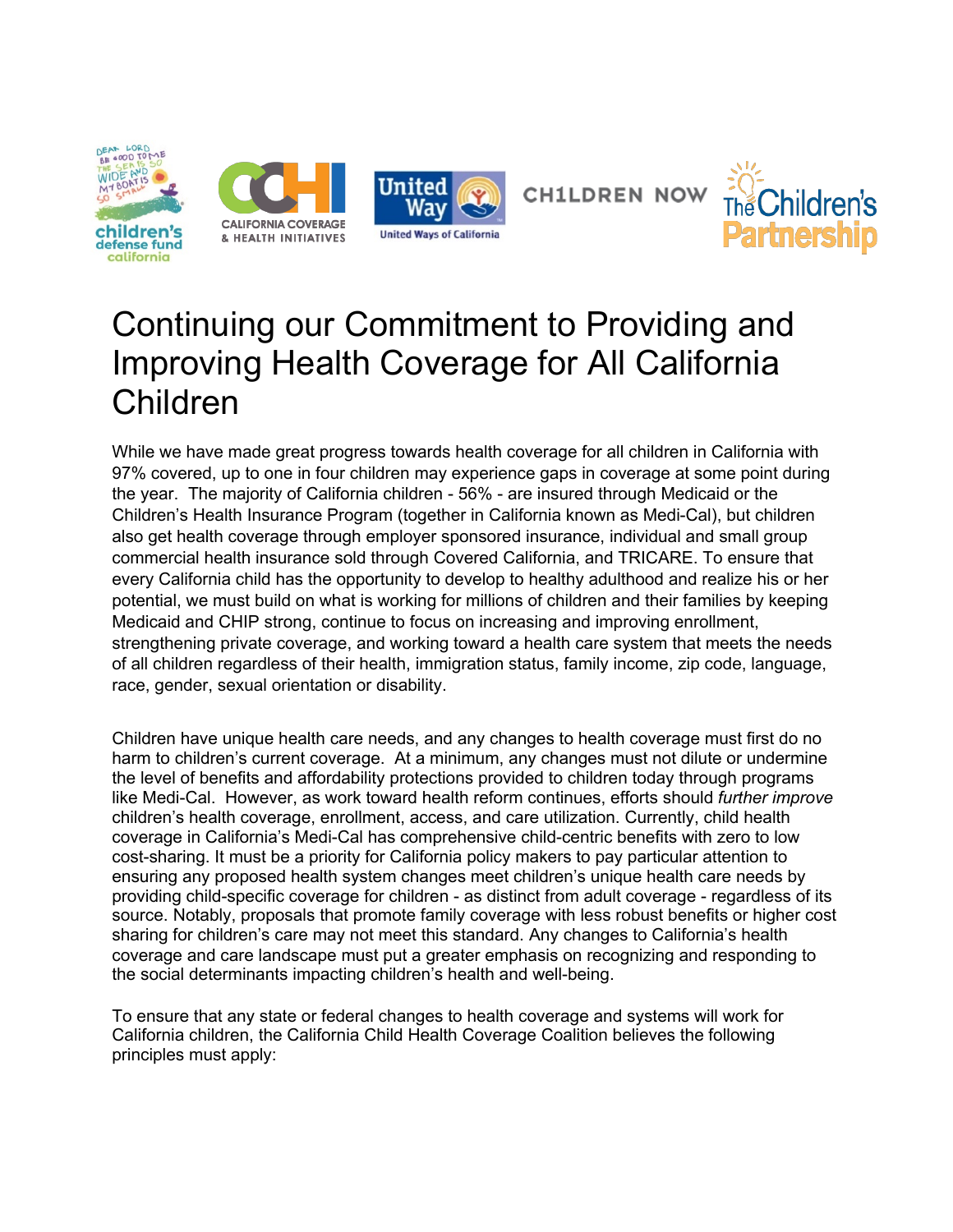# Continuing our Commitment to Providing and Improving Health Coverage for All California Children

While we have made great progress towards health coverage for all children in California with 97% covered, up to one in four children may experience gaps in coverage at some point during the year. The majority of California children - 56% - are insured through Medicaid or the Children's Health Insurance Program (together in California known as Medi-Cal), but children also get health coverage through employer sponsored insurance, individual and small group commercial health insurance sold through Covered California, and TRICARE. To ensure that every California child has the opportunity to develop to healthy adulthood and realize his or her potential, we must build on what is working for millions of children and their families by keeping Medicaid and CHIP strong, continue to focus on increasing and improving enrollment, strengthening private coverage, and working toward a health care system that meets the needs of all children regardless of their health, immigration status, family income, zip code, language, race, gender, sexual orientation or disability.

Children have unique health care needs, and any changes to health coverage must first do no harm to children's current coverage. At a minimum, any changes must not dilute or undermine the level of benefits and affordability protections provided to children today through programs like Medi-Cal. However, as work toward health reform continues, efforts should *further improve* children's health coverage, enrollment, access, and care utilization. Currently, child health coverage in California's Medi-Cal has comprehensive child-centric benefits with zero to low cost-sharing. It must be a priority for California policy makers to pay particular attention to ensuring any proposed health system changes meet children's unique health care needs by providing child-specific coverage for children - as distinct from adult coverage - regardless of its source. Notably, proposals that promote family coverage with less robust benefits or higher cost sharing for children's care may not meet this standard. Any changes to California's health coverage and care landscape must put a greater emphasis on recognizing and responding to the social determinants impacting children's health and well-being.

To ensure that any state or federal changes to health coverage and systems will work for California children, the California Child Health Coverage Coalition believes the following principles must apply: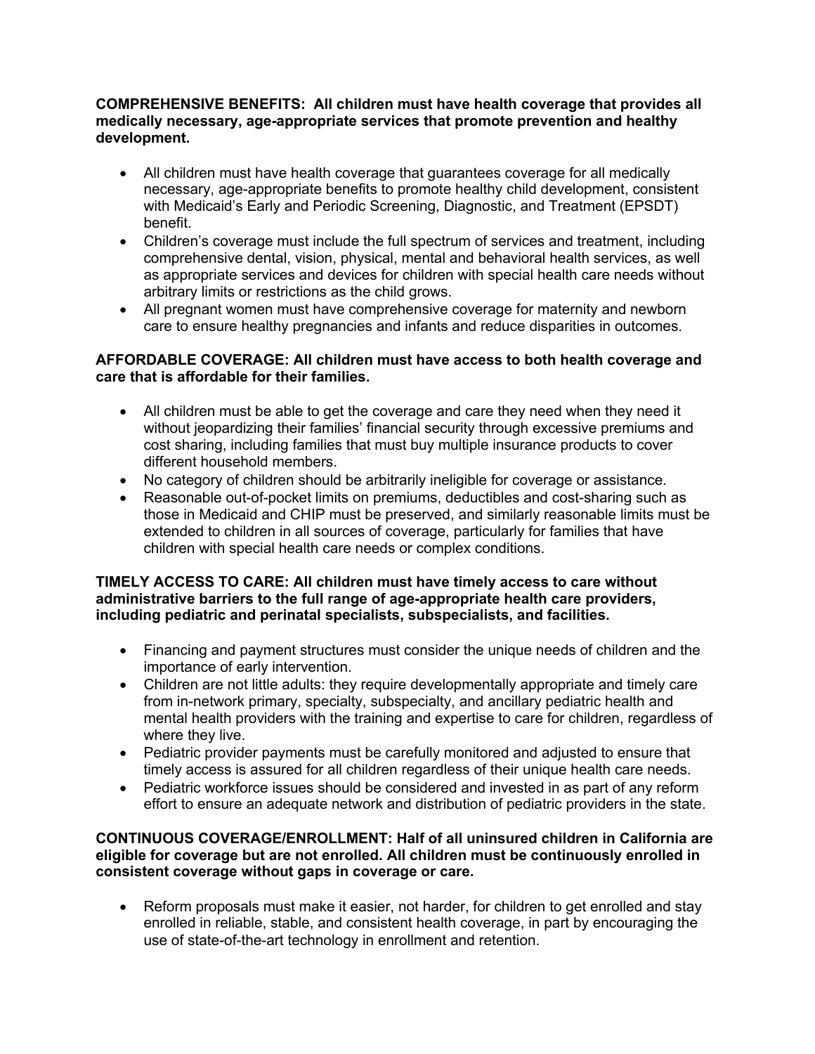**COMPREHENSIVE BENEFITS: All children must have health coverage that provides all medically necessary, age-appropriate services that promote prevention and healthy development.**

- All children must have health coverage that guarantees coverage for all medically necessary, age-appropriate benefits to promote healthy child development, consistent with Medicaid's Early and Periodic Screening, Diagnostic, and Treatment (EPSDT) benefit.
- Children's coverage must include the full spectrum of services and treatment, including comprehensive dental, vision, physical, mental and behavioral health services, as well as appropriate services and devices for children with special health care needs without arbitrary limits or restrictions as the child grows.
- All pregnant women must have comprehensive coverage for maternity and newborn care to ensure healthy pregnancies and infants and reduce disparities in outcomes.

**AFFORDABLE COVERAGE: All children must have access to both health coverage and care that is affordable for their families.**

- All children must be able to get the coverage and care they need when they need it without jeopardizing their families' financial security through excessive premiums and cost sharing, including families that must buy multiple insurance products to cover different household members.
- No category of children should be arbitrarily ineligible for coverage or assistance.
- Reasonable out-of-pocket limits on premiums, deductibles and cost-sharing such as those in Medicaid and CHIP must be preserved, and similarly reasonable limits must be extended to children in all sources of coverage, particularly for families that have children with special health care needs or complex conditions.

**TIMELY ACCESS TO CARE: All children must have timely access to care without administrative barriers to the full range of age-appropriate health care providers, including pediatric and perinatal specialists, subspecialists, and facilities.**

- Financing and payment structures must consider the unique needs of children and the importance of early intervention.
- Children are not little adults: they require developmentally appropriate and timely care from in-network primary, specialty, subspecialty, and ancillary pediatric health and mental health providers with the training and expertise to care for children, regardless of where they live.
- Pediatric provider payments must be carefully monitored and adjusted to ensure that timely access is assured for all children regardless of their unique health care needs.
- Pediatric workforce issues should be considered and invested in as part of any reform effort to ensure an adequate network and distribution of pediatric providers in the state.

**CONTINUOUS COVERAGE/ENROLLMENT: Half of all uninsured children in California are eligible for coverage but are not enrolled. All children must be continuously enrolled in consistent coverage without gaps in coverage or care.**

- Reform proposals must make it easier, not harder, for children to get enrolled and stay enrolled in reliable, stable, and consistent health coverage, in part by encouraging the use of state-of-the-art technology in enrollment and retention.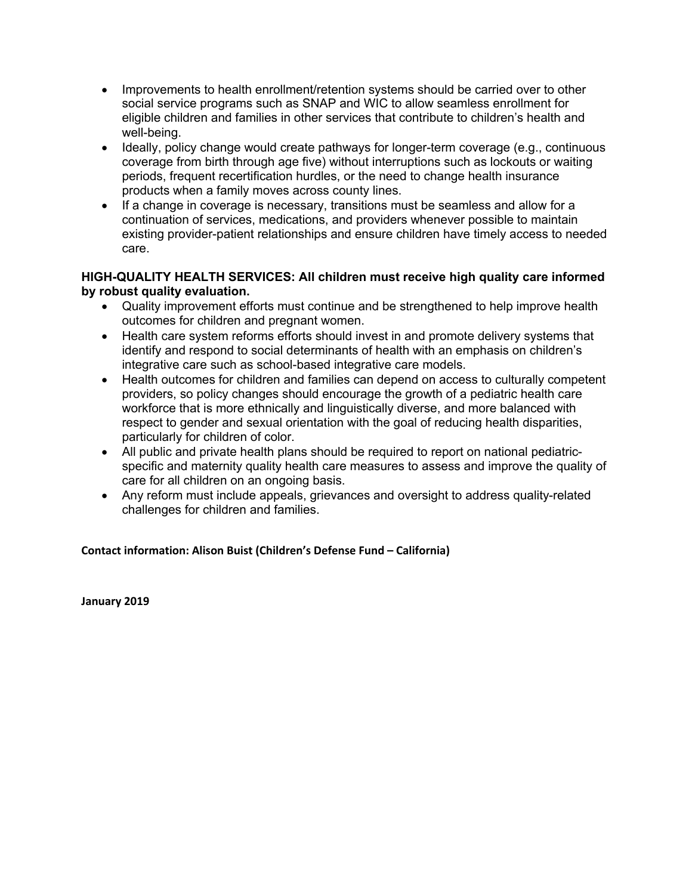- Improvements to health enrollment/retention systems should be carried over to other social service programs such as SNAP and WIC to allow seamless enrollment for eligible children and families in other services that contribute to children's health and well-being.
- Ideally, policy change would create pathways for longer-term coverage (e.g., continuous coverage from birth through age five) without interruptions such as lockouts or waiting periods, frequent recertification hurdles, or the need to change health insurance products when a family moves across county lines.
- If a change in coverage is necessary, transitions must be seamless and allow for a continuation of services, medications, and providers whenever possible to maintain existing provider-patient relationships and ensure children have timely access to needed care.

**HIGH-QUALITY HEALTH SERVICES: All children must receive high quality care informed by robust quality evaluation.**

- Quality improvement efforts must continue and be strengthened to help improve health outcomes for children and pregnant women.
- Health care system reforms efforts should invest in and promote delivery systems that identify and respond to social determinants of health with an emphasis on children's integrative care such as school-based integrative care models.
- Health outcomes for children and families can depend on access to culturally competent providers, so policy changes should encourage the growth of a pediatric health care workforce that is more ethnically and linguistically diverse, and more balanced with respect to gender and sexual orientation with the goal of reducing health disparities, particularly for children of color.
- All public and private health plans should be required to report on national pediatric-specific and maternity quality health care measures to assess and improve the quality of care for all children on an ongoing basis.
- Any reform must include appeals, grievances and oversight to address quality-related challenges for children and families.

**Contact information: Alison Buist (Children's Defense Fund – California)**

**January 2019**